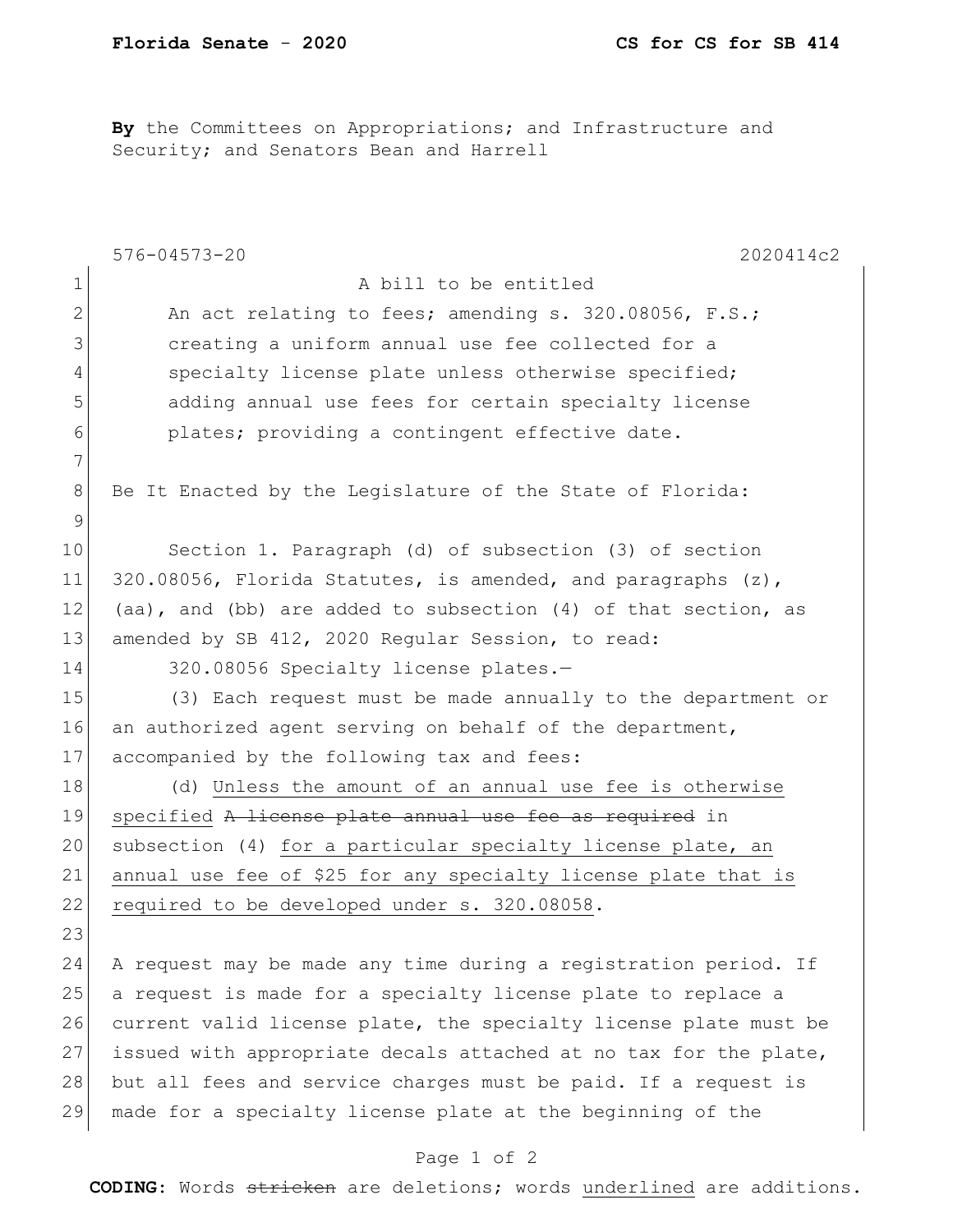**By** the Committees on Appropriations; and Infrastructure and Security; and Senators Bean and Harrell

576-04573-20 2020414c2

A bill to be entitled

An act relating to fees; amending s. 320.08056, F.S.; creating a uniform annual use fee collected for a specialty license plate unless otherwise specified; adding annual use fees for certain specialty license plates; providing a contingent effective date.

Be It Enacted by the Legislature of the State of Florida:

Section 1. Paragraph (d) of subsection (3) of section 320.08056, Florida Statutes, is amended, and paragraphs (z), (aa), and (bb) are added to subsection (4) of that section, as amended by SB 412, 2020 Regular Session, to read:

320.08056 Specialty license plates.—

(3) Each request must be made annually to the department or an authorized agent serving on behalf of the department, accompanied by the following tax and fees:

(d) <u>Unless the amount of an annual use fee is otherwise specified</u> ~~A license plate annual use fee as required~~ in subsection (4) <u>for a particular specialty license plate, an annual use fee of $25 for any specialty license plate that is required to be developed under s. 320.08058</u>.

A request may be made any time during a registration period. If a request is made for a specialty license plate to replace a current valid license plate, the specialty license plate must be issued with appropriate decals attached at no tax for the plate, but all fees and service charges must be paid. If a request is made for a specialty license plate at the beginning of the

**CODING:** Words ~~stricken~~ are deletions; words <u>underlined</u> are additions.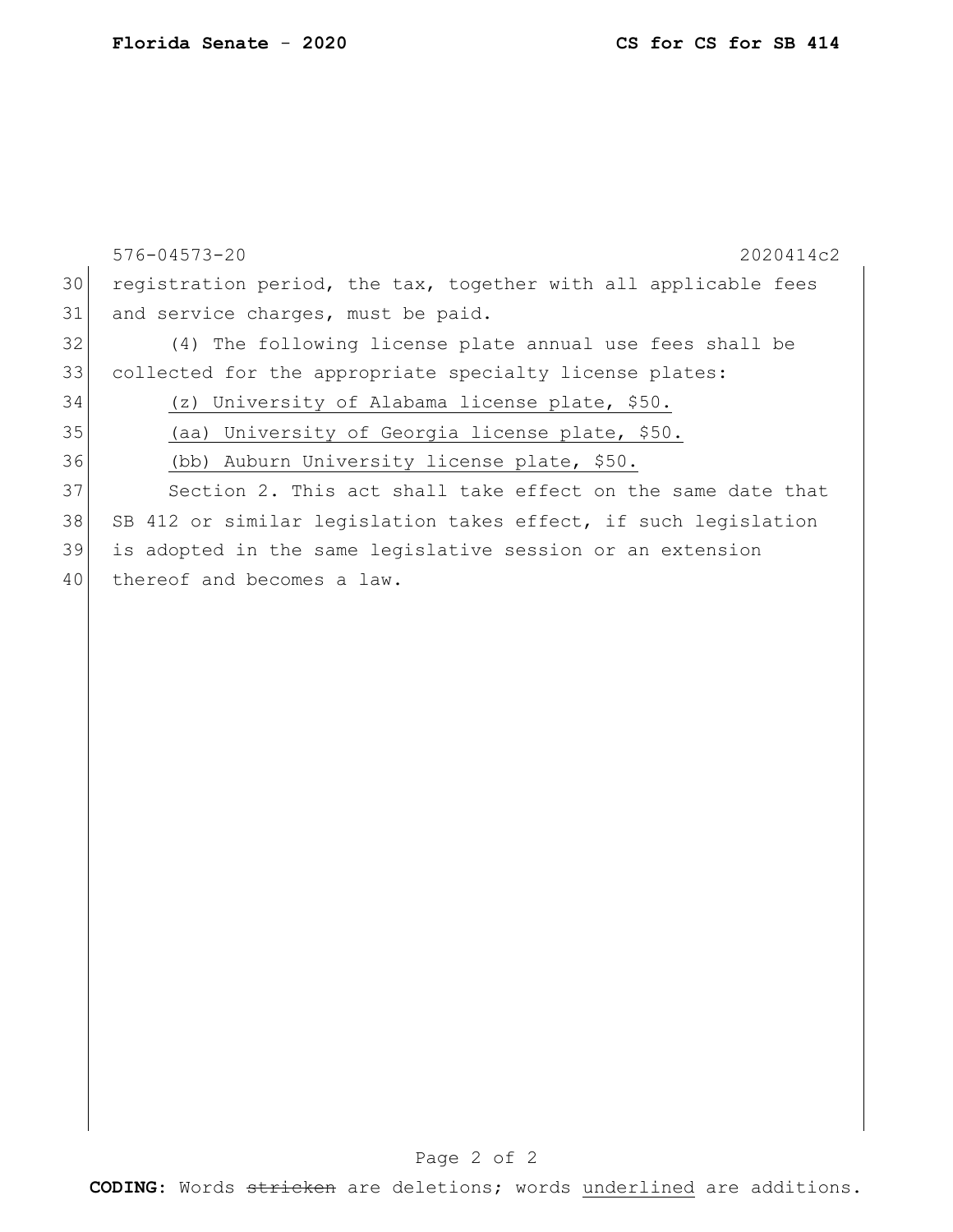576-04573-20 2020414c2

30 registration period, the tax, together with all applicable fees
31 and service charges, must be paid.

32 (4) The following license plate annual use fees shall be
33 collected for the appropriate specialty license plates:

34 <u>(z) University of Alabama license plate, $50.</u>

35 <u>(aa) University of Georgia license plate, $50.</u>

36 <u>(bb) Auburn University license plate, $50.</u>

37 Section 2. This act shall take effect on the same date that
38 SB 412 or similar legislation takes effect, if such legislation
39 is adopted in the same legislative session or an extension
40 thereof and becomes a law.

**CODING:** Words ~~stricken~~ are deletions; words <u>underlined</u> are additions.